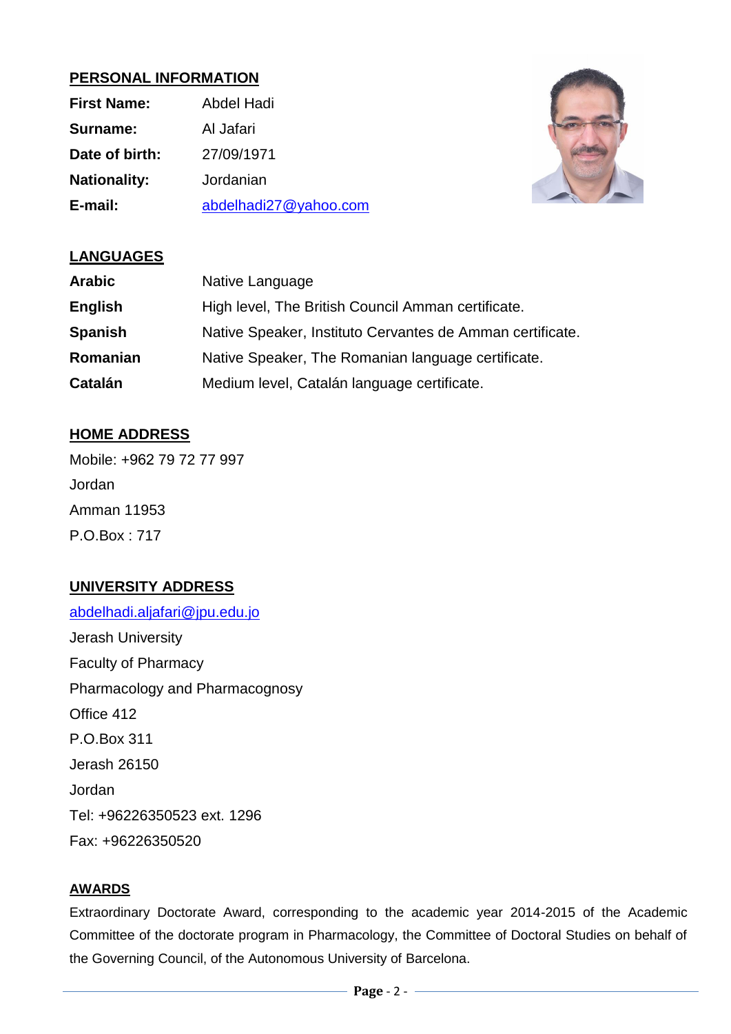## PERSONAL INFORMATION

**First Name:** Abdel Hadi

**Surname:** Al Jafari

**Date of birth:** 27/09/1971

**Nationality:** Jordanian

**E-mail:** abdelhadi27@yahoo.com

## LANGUAGES

**Arabic** Native Language

**English** High level, The British Council Amman certificate.

**Spanish** Native Speaker, Instituto Cervantes de Amman certificate.

**Romanian** Native Speaker, The Romanian language certificate.

**Catalán** Medium level, Catalán language certificate.

## HOME ADDRESS

Mobile: +962 79 72 77 997

Jordan

Amman 11953

P.O.Box : 717

## UNIVERSITY ADDRESS

abdelhadi.aljafari@jpu.edu.jo

Jerash University

Faculty of Pharmacy

Pharmacology and Pharmacognosy

Office 412

P.O.Box 311

Jerash 26150

Jordan

Tel: +96226350523 ext. 1296

Fax: +96226350520

## AWARDS

Extraordinary Doctorate Award, corresponding to the academic year 2014-2015 of the Academic Committee of the doctorate program in Pharmacology, the Committee of Doctoral Studies on behalf of the Governing Council, of the Autonomous University of Barcelona.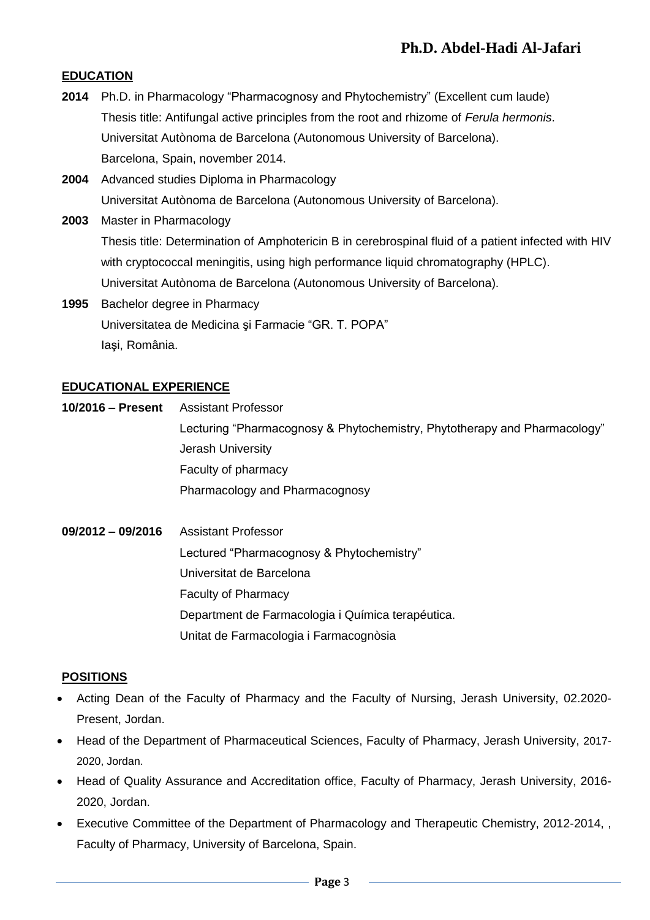## EDUCATION

**2014** Ph.D. in Pharmacology "Pharmacognosy and Phytochemistry" (Excellent cum laude)
Thesis title: Antifungal active principles from the root and rhizome of *Ferula hermonis*.
Universitat Autònoma de Barcelona (Autonomous University of Barcelona).
Barcelona, Spain, november 2014.

**2004** Advanced studies Diploma in Pharmacology
Universitat Autònoma de Barcelona (Autonomous University of Barcelona).

**2003** Master in Pharmacology
Thesis title: Determination of Amphotericin B in cerebrospinal fluid of a patient infected with HIV with cryptococcal meningitis, using high performance liquid chromatography (HPLC).
Universitat Autònoma de Barcelona (Autonomous University of Barcelona).

**1995** Bachelor degree in Pharmacy
Universitatea de Medicina şi Farmacie "GR. T. POPA"
Iaşi, România.

## EDUCATIONAL EXPERIENCE

**10/2016 – Present** Assistant Professor
Lecturing "Pharmacognosy & Phytochemistry, Phytotherapy and Pharmacology"
Jerash University
Faculty of pharmacy
Pharmacology and Pharmacognosy

**09/2012 – 09/2016** Assistant Professor
Lectured "Pharmacognosy & Phytochemistry"
Universitat de Barcelona
Faculty of Pharmacy
Department de Farmacologia i Química terapéutica.
Unitat de Farmacologia i Farmacognòsia

## POSITIONS

- Acting Dean of the Faculty of Pharmacy and the Faculty of Nursing, Jerash University, 02.2020-Present, Jordan.
- Head of the Department of Pharmaceutical Sciences, Faculty of Pharmacy, Jerash University, 2017-2020, Jordan.
- Head of Quality Assurance and Accreditation office, Faculty of Pharmacy, Jerash University, 2016-2020, Jordan.
- Executive Committee of the Department of Pharmacology and Therapeutic Chemistry, 2012-2014, , Faculty of Pharmacy, University of Barcelona, Spain.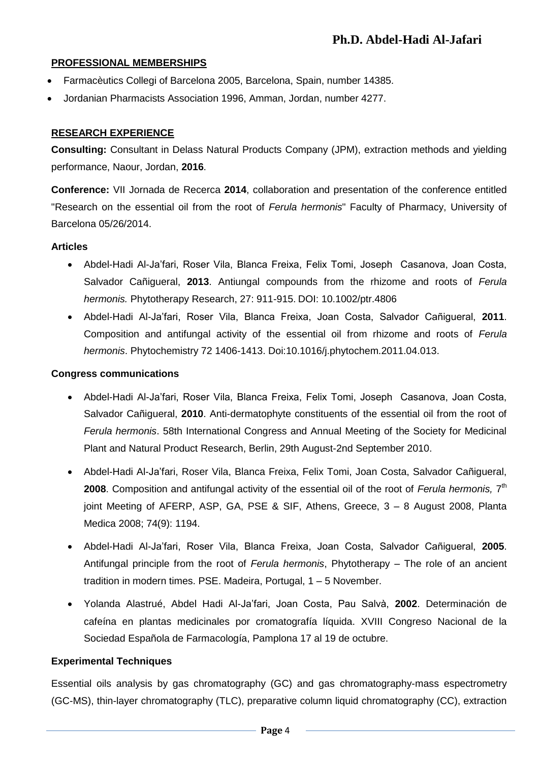## PROFESSIONAL MEMBERSHIPS

- Farmacèutics Collegi of Barcelona 2005, Barcelona, Spain, number 14385.
- Jordanian Pharmacists Association 1996, Amman, Jordan, number 4277.

## RESEARCH EXPERIENCE

**Consulting:** Consultant in Delass Natural Products Company (JPM), extraction methods and yielding performance, Naour, Jordan, **2016**.

**Conference:** VII Jornada de Recerca **2014**, collaboration and presentation of the conference entitled "Research on the essential oil from the root of *Ferula hermonis*" Faculty of Pharmacy, University of Barcelona 05/26/2014.

### Articles

- Abdel-Hadi Al-Ja'fari, Roser Vila, Blanca Freixa, Felix Tomi, Joseph Casanova, Joan Costa, Salvador Cañigueral, **2013**. Antiungal compounds from the rhizome and roots of *Ferula hermonis.* Phytotherapy Research, 27: 911-915. DOI: 10.1002/ptr.4806
- Abdel-Hadi Al-Ja'fari, Roser Vila, Blanca Freixa, Joan Costa, Salvador Cañigueral, **2011**. Composition and antifungal activity of the essential oil from rhizome and roots of *Ferula hermonis*. Phytochemistry 72 1406-1413. Doi:10.1016/j.phytochem.2011.04.013.

### Congress communications

- Abdel-Hadi Al-Ja'fari, Roser Vila, Blanca Freixa, Felix Tomi, Joseph Casanova, Joan Costa, Salvador Cañigueral, **2010**. Anti-dermatophyte constituents of the essential oil from the root of *Ferula hermonis*. 58th International Congress and Annual Meeting of the Society for Medicinal Plant and Natural Product Research, Berlin, 29th August-2nd September 2010.
- Abdel-Hadi Al-Ja'fari, Roser Vila, Blanca Freixa, Felix Tomi, Joan Costa, Salvador Cañigueral, **2008**. Composition and antifungal activity of the essential oil of the root of *Ferula hermonis,* 7th joint Meeting of AFERP, ASP, GA, PSE & SIF, Athens, Greece, 3 – 8 August 2008, Planta Medica 2008; 74(9): 1194.
- Abdel-Hadi Al-Ja'fari, Roser Vila, Blanca Freixa, Joan Costa, Salvador Cañigueral, **2005**. Antifungal principle from the root of *Ferula hermonis*, Phytotherapy – The role of an ancient tradition in modern times. PSE. Madeira, Portugal, 1 – 5 November.
- Yolanda Alastrué, Abdel Hadi Al-Ja'fari, Joan Costa, Pau Salvà, **2002**. Determinación de cafeína en plantas medicinales por cromatografía líquida. XVIII Congreso Nacional de la Sociedad Española de Farmacología, Pamplona 17 al 19 de octubre.

### Experimental Techniques

Essential oils analysis by gas chromatography (GC) and gas chromatography-mass espectrometry (GC-MS), thin-layer chromatography (TLC), preparative column liquid chromatography (CC), extraction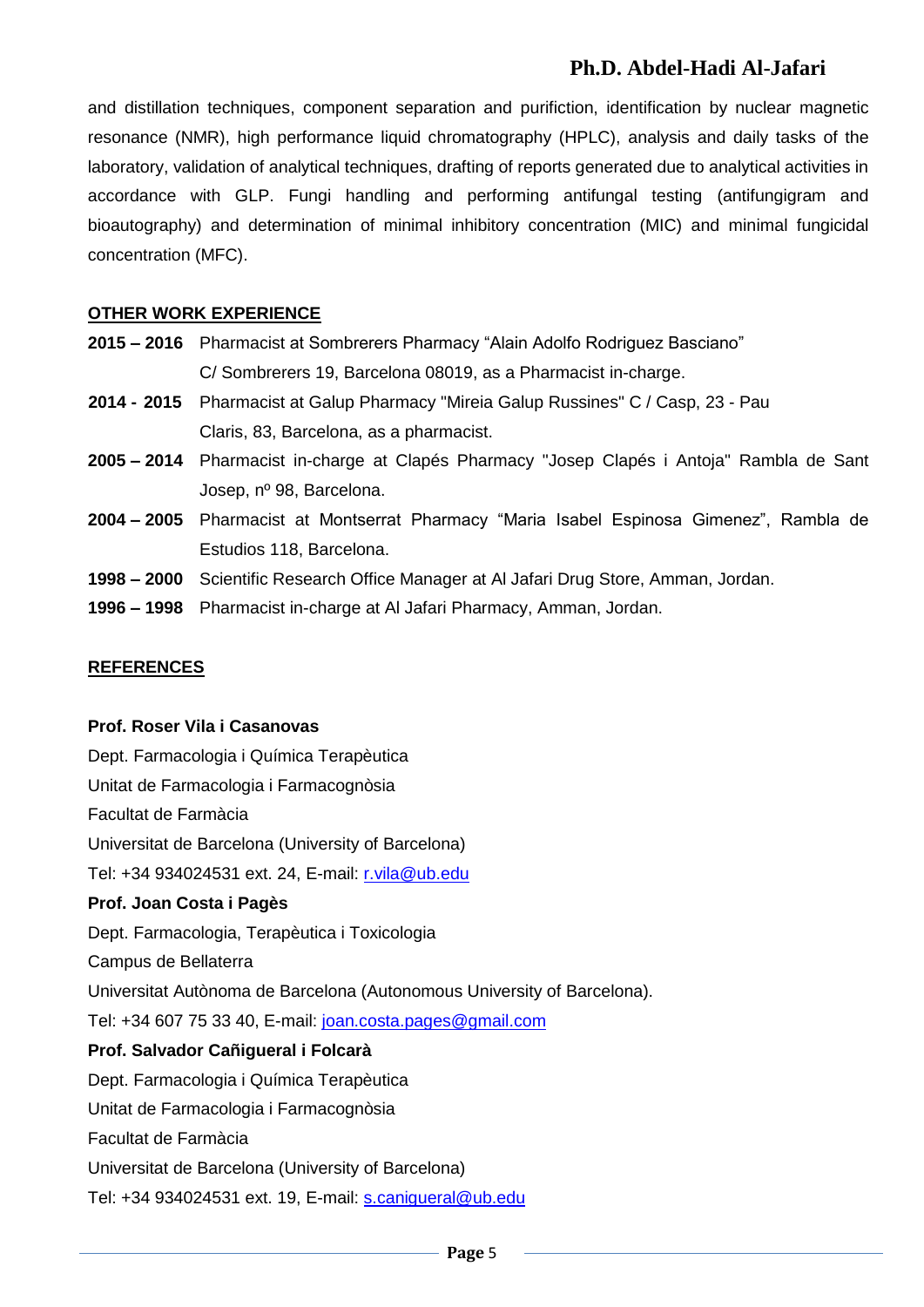and distillation techniques, component separation and purification, identification by nuclear magnetic resonance (NMR), high performance liquid chromatography (HPLC), analysis and daily tasks of the laboratory, validation of analytical techniques, drafting of reports generated due to analytical activities in accordance with GLP. Fungi handling and performing antifungal testing (antifungigram and bioautography) and determination of minimal inhibitory concentration (MIC) and minimal fungicidal concentration (MFC).

## OTHER WORK EXPERIENCE

**2015 – 2016** Pharmacist at Sombrerers Pharmacy “Alain Adolfo Rodriguez Basciano” C/ Sombrerers 19, Barcelona 08019, as a Pharmacist in-charge.

**2014 - 2015** Pharmacist at Galup Pharmacy "Mireia Galup Russines" C / Casp, 23 - Pau Claris, 83, Barcelona, as a pharmacist.

**2005 – 2014** Pharmacist in-charge at Clapés Pharmacy "Josep Clapés i Antoja" Rambla de Sant Josep, nº 98, Barcelona.

**2004 – 2005** Pharmacist at Montserrat Pharmacy “Maria Isabel Espinosa Gimenez”, Rambla de Estudios 118, Barcelona.

**1998 – 2000** Scientific Research Office Manager at Al Jafari Drug Store, Amman, Jordan.

**1996 – 1998** Pharmacist in-charge at Al Jafari Pharmacy, Amman, Jordan.

## REFERENCES

**Prof. Roser Vila i Casanovas**
Dept. Farmacologia i Química Terapèutica
Unitat de Farmacologia i Farmacognòsia
Facultat de Farmàcia
Universitat de Barcelona (University of Barcelona)
Tel: +34 934024531 ext. 24, E-mail: r.vila@ub.edu

**Prof. Joan Costa i Pagès**
Dept. Farmacologia, Terapèutica i Toxicologia
Campus de Bellaterra
Universitat Autònoma de Barcelona (Autonomous University of Barcelona).
Tel: +34 607 75 33 40, E-mail: joan.costa.pages@gmail.com

**Prof. Salvador Cañigueral i Folcarà**
Dept. Farmacologia i Química Terapèutica
Unitat de Farmacologia i Farmacognòsia
Facultat de Farmàcia
Universitat de Barcelona (University of Barcelona)
Tel: +34 934024531 ext. 19, E-mail: s.canigueral@ub.edu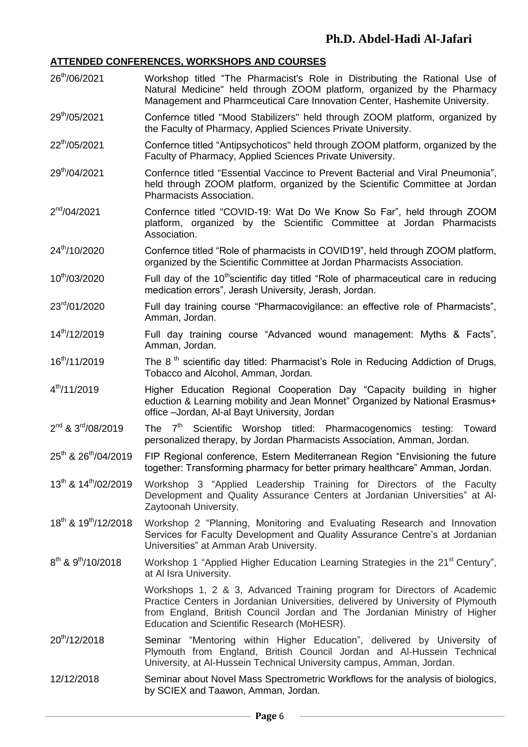## ATTENDED CONFERENCES, WORKSHOPS AND COURSES

| | |
|---|---|
| 26th/06/2021 | Workshop titled "The Pharmacist's Role in Distributing the Rational Use of Natural Medicine" held through ZOOM platform, organized by the Pharmacy Management and Pharmceutical Care Innovation Center, Hashemite University. |
| 29th/05/2021 | Confernce titled "Mood Stabilizers" held through ZOOM platform, organized by the Faculty of Pharmacy, Applied Sciences Private University. |
| 22th/05/2021 | Confernce titled "Antipsychoticos" held through ZOOM platform, organized by the Faculty of Pharmacy, Applied Sciences Private University. |
| 29th/04/2021 | Confernce titled "Essential Vaccince to Prevent Bacterial and Viral Pneumonia", held through ZOOM platform, organized by the Scientific Committee at Jordan Pharmacists Association. |
| 2nd/04/2021 | Confernce titled "COVID-19: Wat Do We Know So Far", held through ZOOM platform, organized by the Scientific Committee at Jordan Pharmacists Association. |
| 24th/10/2020 | Confernce titled "Role of pharmacists in COVID19", held through ZOOM platform, organized by the Scientific Committee at Jordan Pharmacists Association. |
| 10th/03/2020 | Full day of the 10thscientific day titled "Role of pharmaceutical care in reducing medication errors", Jerash University, Jerash, Jordan. |
| 23rd/01/2020 | Full day training course "Pharmacovigilance: an effective role of Pharmacists", Amman, Jordan. |
| 14th/12/2019 | Full day training course "Advanced wound management: Myths & Facts", Amman, Jordan. |
| 16th/11/2019 | The 8 th scientific day titled: Pharmacist's Role in Reducing Addiction of Drugs, Tobacco and Alcohol, Amman, Jordan. |
| 4th/11/2019 | Higher Education Regional Cooperation Day "Capacity building in higher eduction & Learning mobility and Jean Monnet" Organized by National Erasmus+ office –Jordan, Al-al Bayt University, Jordan |
| 2nd & 3rd/08/2019 | The 7th Scientific Worshop titled: Pharmacogenomics testing: Toward personalized therapy, by Jordan Pharmacists Association, Amman, Jordan. |
| 25th & 26th/04/2019 | FIP Regional conference, Estern Mediterranean Region "Envisioning the future together: Transforming pharmacy for better primary healthcare" Amman, Jordan. |
| 13th & 14th/02/2019 | Workshop 3 "Applied Leadership Training for Directors of the Faculty Development and Quality Assurance Centers at Jordanian Universities" at Al-Zaytoonah University. |
| 18th & 19th/12/2018 | Workshop 2 "Planning, Monitoring and Evaluating Research and Innovation Services for Faculty Development and Quality Assurance Centre's at Jordanian Universities" at Amman Arab University. |
| 8th & 9th/10/2018 | Workshop 1 "Applied Higher Education Learning Strategies in the 21st Century", at Al Isra University. |
| | Workshops 1, 2 & 3, Advanced Training program for Directors of Academic Practice Centers in Jordanian Universities, delivered by University of Plymouth from England, British Council Jordan and The Jordanian Ministry of Higher Education and Scientific Research (MoHESR). |
| 20th/12/2018 | Seminar "Mentoring within Higher Education", delivered by University of Plymouth from England, British Council Jordan and Al-Hussein Technical University, at Al-Hussein Technical University campus, Amman, Jordan. |
| 12/12/2018 | Seminar about Novel Mass Spectrometric Workflows for the analysis of biologics, by SCIEX and Taawon, Amman, Jordan. |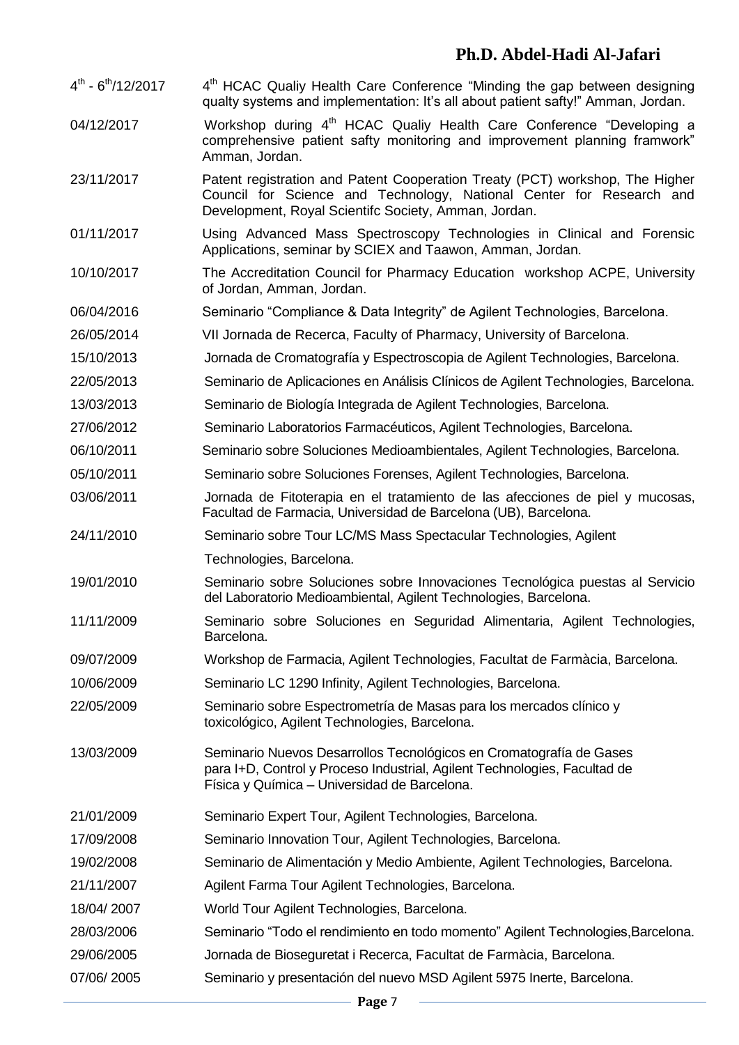| | |
|---|---|
| 4th - 6th/12/2017 | 4th HCAC Qualiy Health Care Conference "Minding the gap between designing qualty systems and implementation: It's all about patient safty!" Amman, Jordan. |
| 04/12/2017 | Workshop during 4th HCAC Qualiy Health Care Conference "Developing a comprehensive patient safty monitoring and improvement planning framwork" Amman, Jordan. |
| 23/11/2017 | Patent registration and Patent Cooperation Treaty (PCT) workshop, The Higher Council for Science and Technology, National Center for Research and Development, Royal Scientifc Society, Amman, Jordan. |
| 01/11/2017 | Using Advanced Mass Spectroscopy Technologies in Clinical and Forensic Applications, seminar by SCIEX and Taawon, Amman, Jordan. |
| 10/10/2017 | The Accreditation Council for Pharmacy Education workshop ACPE, University of Jordan, Amman, Jordan. |
| 06/04/2016 | Seminario "Compliance & Data Integrity" de Agilent Technologies, Barcelona. |
| 26/05/2014 | VII Jornada de Recerca, Faculty of Pharmacy, University of Barcelona. |
| 15/10/2013 | Jornada de Cromatografía y Espectroscopia de Agilent Technologies, Barcelona. |
| 22/05/2013 | Seminario de Aplicaciones en Análisis Clínicos de Agilent Technologies, Barcelona. |
| 13/03/2013 | Seminario de Biología Integrada de Agilent Technologies, Barcelona. |
| 27/06/2012 | Seminario Laboratorios Farmacéuticos, Agilent Technologies, Barcelona. |
| 06/10/2011 | Seminario sobre Soluciones Medioambientales, Agilent Technologies, Barcelona. |
| 05/10/2011 | Seminario sobre Soluciones Forenses, Agilent Technologies, Barcelona. |
| 03/06/2011 | Jornada de Fitoterapia en el tratamiento de las afecciones de piel y mucosas, Facultad de Farmacia, Universidad de Barcelona (UB), Barcelona. |
| 24/11/2010 | Seminario sobre Tour LC/MS Mass Spectacular Technologies, Agilent Technologies, Barcelona. |
| 19/01/2010 | Seminario sobre Soluciones sobre Innovaciones Tecnológica puestas al Servicio del Laboratorio Medioambiental, Agilent Technologies, Barcelona. |
| 11/11/2009 | Seminario sobre Soluciones en Seguridad Alimentaria, Agilent Technologies, Barcelona. |
| 09/07/2009 | Workshop de Farmacia, Agilent Technologies, Facultat de Farmàcia, Barcelona. |
| 10/06/2009 | Seminario LC 1290 Infinity, Agilent Technologies, Barcelona. |
| 22/05/2009 | Seminario sobre Espectrometría de Masas para los mercados clínico y toxicológico, Agilent Technologies, Barcelona. |
| 13/03/2009 | Seminario Nuevos Desarrollos Tecnológicos en Cromatografía de Gases para I+D, Control y Proceso Industrial, Agilent Technologies, Facultad de Física y Química – Universidad de Barcelona. |
| 21/01/2009 | Seminario Expert Tour, Agilent Technologies, Barcelona. |
| 17/09/2008 | Seminario Innovation Tour, Agilent Technologies, Barcelona. |
| 19/02/2008 | Seminario de Alimentación y Medio Ambiente, Agilent Technologies, Barcelona. |
| 21/11/2007 | Agilent Farma Tour Agilent Technologies, Barcelona. |
| 18/04/ 2007 | World Tour Agilent Technologies, Barcelona. |
| 28/03/2006 | Seminario "Todo el rendimiento en todo momento" Agilent Technologies,Barcelona. |
| 29/06/2005 | Jornada de Bioseguretat i Recerca, Facultat de Farmàcia, Barcelona. |
| 07/06/ 2005 | Seminario y presentación del nuevo MSD Agilent 5975 Inerte, Barcelona. |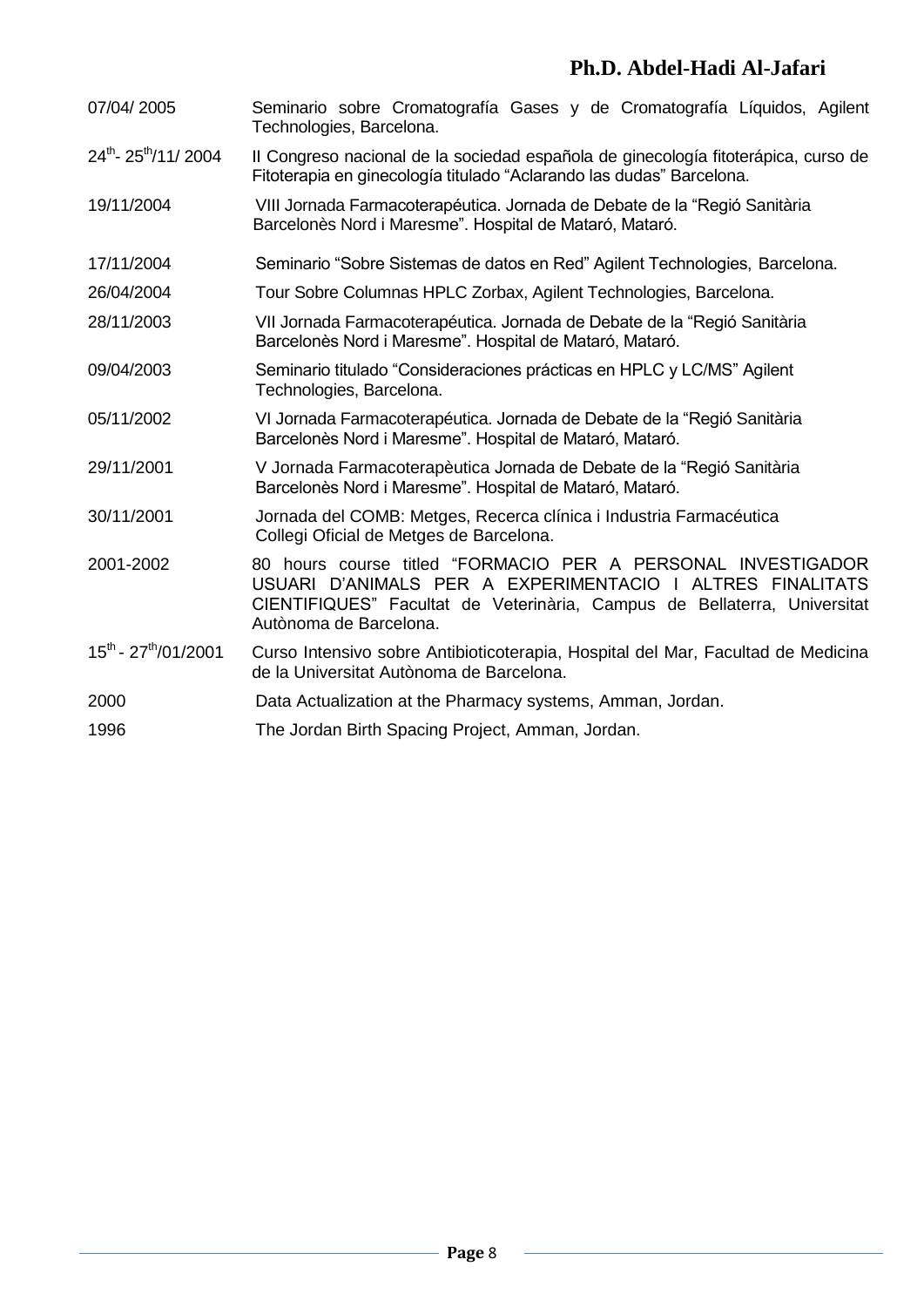| | |
|---|---|
| 07/04/ 2005 | Seminario sobre Cromatografía Gases y de Cromatografía Líquidos, Agilent Technologies, Barcelona. |
| 24th- 25th/11/ 2004 | II Congreso nacional de la sociedad española de ginecología fitoterápica, curso de Fitoterapia en ginecología titulado "Aclarando las dudas" Barcelona. |
| 19/11/2004 | VIII Jornada Farmacoterapéutica. Jornada de Debate de la "Regió Sanitària Barcelonès Nord i Maresme". Hospital de Mataró, Mataró. |
| 17/11/2004 | Seminario "Sobre Sistemas de datos en Red" Agilent Technologies, Barcelona. |
| 26/04/2004 | Tour Sobre Columnas HPLC Zorbax, Agilent Technologies, Barcelona. |
| 28/11/2003 | VII Jornada Farmacoterapéutica. Jornada de Debate de la "Regió Sanitària Barcelonès Nord i Maresme". Hospital de Mataró, Mataró. |
| 09/04/2003 | Seminario titulado "Consideraciones prácticas en HPLC y LC/MS" Agilent Technologies, Barcelona. |
| 05/11/2002 | VI Jornada Farmacoterapéutica. Jornada de Debate de la "Regió Sanitària Barcelonès Nord i Maresme". Hospital de Mataró, Mataró. |
| 29/11/2001 | V Jornada Farmacoterapèutica Jornada de Debate de la "Regió Sanitària Barcelonès Nord i Maresme". Hospital de Mataró, Mataró. |
| 30/11/2001 | Jornada del COMB: Metges, Recerca clínica i Industria Farmacéutica Collegi Oficial de Metges de Barcelona. |
| 2001-2002 | 80 hours course titled "FORMACIO PER A PERSONAL INVESTIGADOR USUARI D'ANIMALS PER A EXPERIMENTACIO I ALTRES FINALITATS CIENTIFIQUES" Facultat de Veterinària, Campus de Bellaterra, Universitat Autònoma de Barcelona. |
| 15th - 27th/01/2001 | Curso Intensivo sobre Antibioticoterapia, Hospital del Mar, Facultad de Medicina de la Universitat Autònoma de Barcelona. |
| 2000 | Data Actualization at the Pharmacy systems, Amman, Jordan. |
| 1996 | The Jordan Birth Spacing Project, Amman, Jordan. |